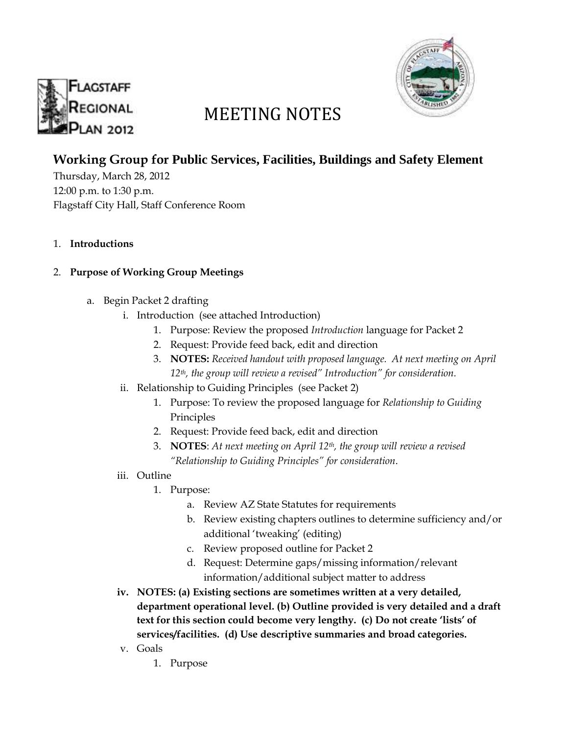# MEETING NOTES

## Working Group for Public Services, Facilities, Buildings and Safety Element

Thursday, March 28, 2012
12:00 p.m. to 1:30 p.m.
Flagstaff City Hall, Staff Conference Room

1. **Introductions**

2. **Purpose of Working Group Meetings**

   a. Begin Packet 2 drafting

      i. Introduction (see attached Introduction)
         1. Purpose: Review the proposed *Introduction* language for Packet 2
         2. Request: Provide feed back, edit and direction
         3. **NOTES:** *Received handout with proposed language. At next meeting on April 12th, the group will review a revised" Introduction" for consideration.*

      ii. Relationship to Guiding Principles (see Packet 2)
         1. Purpose: To review the proposed language for *Relationship to Guiding* Principles
         2. Request: Provide feed back, edit and direction
         3. **NOTES**: *At next meeting on April 12th, the group will review a revised "Relationship to Guiding Principles" for consideration*.

      iii. Outline
         1. Purpose:
            a. Review AZ State Statutes for requirements
            b. Review existing chapters outlines to determine sufficiency and/or additional 'tweaking' (editing)
            c. Review proposed outline for Packet 2
            d. Request: Determine gaps/missing information/relevant information/additional subject matter to address

      **iv. NOTES: (a) Existing sections are sometimes written at a very detailed, department operational level. (b) Outline provided is very detailed and a draft text for this section could become very lengthy. (c) Do not create 'lists' of services/facilities. (d) Use descriptive summaries and broad categories.**

      v. Goals
         1. Purpose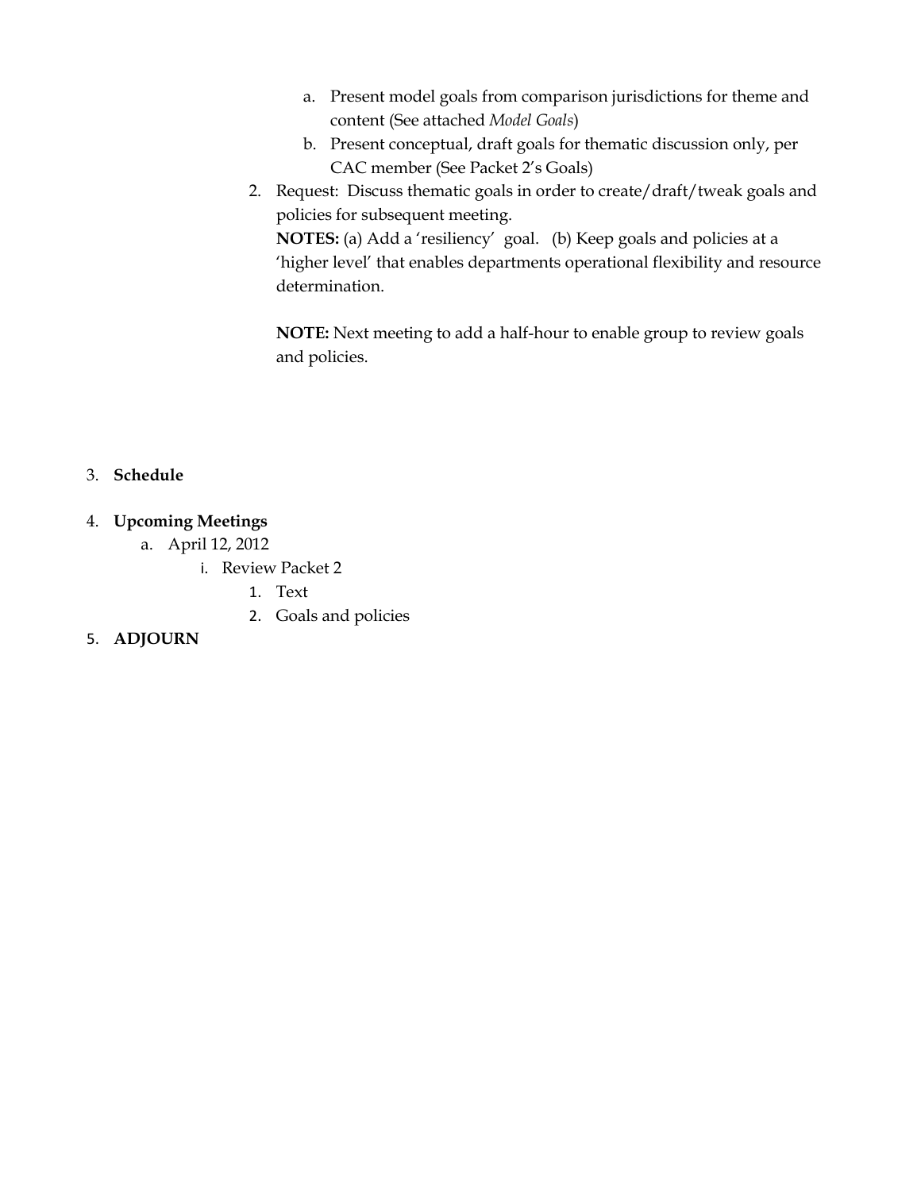a. Present model goals from comparison jurisdictions for theme and content (See attached *Model Goals*)
   b. Present conceptual, draft goals for thematic discussion only, per CAC member (See Packet 2's Goals)

2. Request: Discuss thematic goals in order to create/draft/tweak goals and policies for subsequent meeting.
   **NOTES:** (a) Add a 'resiliency' goal. (b) Keep goals and policies at a 'higher level' that enables departments operational flexibility and resource determination.

   **NOTE:** Next meeting to add a half-hour to enable group to review goals and policies.

3. **Schedule**

4. **Upcoming Meetings**
   a. April 12, 2012
      i. Review Packet 2
         1. Text
         2. Goals and policies

5. **ADJOURN**